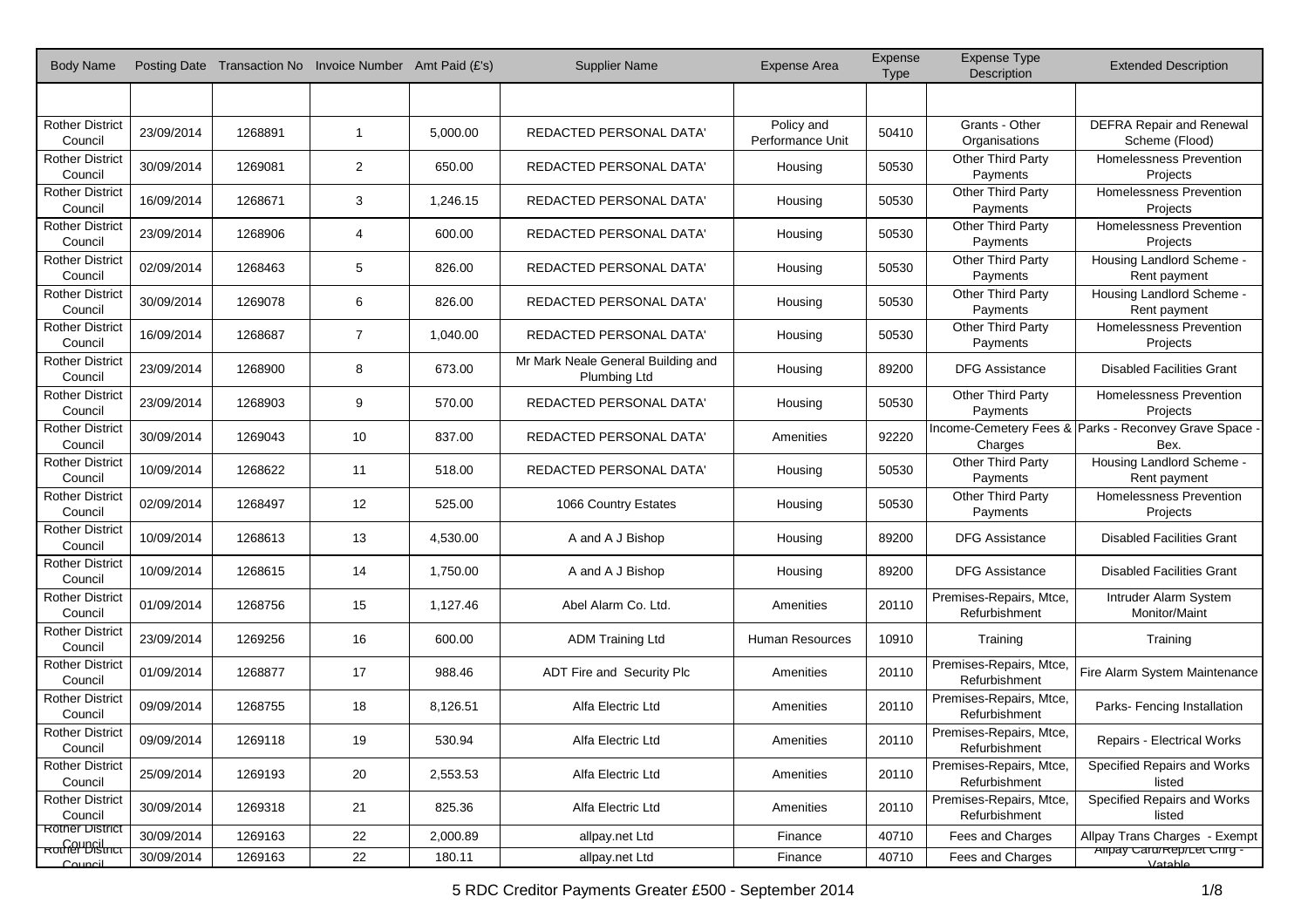| Body Name | Posting Date | Transaction No | Invoice Number | Amt Paid (£'s) | Supplier Name | Expense Area | Expense Type | Expense Type Description | Extended Description |
|---|---|---|---|---|---|---|---|---|---|
| | | | | | | | | | |
| Rother District Council | 23/09/2014 | 1268891 | 1 | 5,000.00 | REDACTED PERSONAL DATA' | Policy and Performance Unit | 50410 | Grants - Other Organisations | DEFRA Repair and Renewal Scheme (Flood) |
| Rother District Council | 30/09/2014 | 1269081 | 2 | 650.00 | REDACTED PERSONAL DATA' | Housing | 50530 | Other Third Party Payments | Homelessness Prevention Projects |
| Rother District Council | 16/09/2014 | 1268671 | 3 | 1,246.15 | REDACTED PERSONAL DATA' | Housing | 50530 | Other Third Party Payments | Homelessness Prevention Projects |
| Rother District Council | 23/09/2014 | 1268906 | 4 | 600.00 | REDACTED PERSONAL DATA' | Housing | 50530 | Other Third Party Payments | Homelessness Prevention Projects |
| Rother District Council | 02/09/2014 | 1268463 | 5 | 826.00 | REDACTED PERSONAL DATA' | Housing | 50530 | Other Third Party Payments | Housing Landlord Scheme - Rent payment |
| Rother District Council | 30/09/2014 | 1269078 | 6 | 826.00 | REDACTED PERSONAL DATA' | Housing | 50530 | Other Third Party Payments | Housing Landlord Scheme - Rent payment |
| Rother District Council | 16/09/2014 | 1268687 | 7 | 1,040.00 | REDACTED PERSONAL DATA' | Housing | 50530 | Other Third Party Payments | Homelessness Prevention Projects |
| Rother District Council | 23/09/2014 | 1268900 | 8 | 673.00 | Mr Mark Neale General Building and Plumbing Ltd | Housing | 89200 | DFG Assistance | Disabled Facilities Grant |
| Rother District Council | 23/09/2014 | 1268903 | 9 | 570.00 | REDACTED PERSONAL DATA' | Housing | 50530 | Other Third Party Payments | Homelessness Prevention Projects |
| Rother District Council | 30/09/2014 | 1269043 | 10 | 837.00 | REDACTED PERSONAL DATA' | Amenities | 92220 | Income-Cemetery Fees & Charges | Parks - Reconvey Grave Space - Bex. |
| Rother District Council | 10/09/2014 | 1268622 | 11 | 518.00 | REDACTED PERSONAL DATA' | Housing | 50530 | Other Third Party Payments | Housing Landlord Scheme - Rent payment |
| Rother District Council | 02/09/2014 | 1268497 | 12 | 525.00 | 1066 Country Estates | Housing | 50530 | Other Third Party Payments | Homelessness Prevention Projects |
| Rother District Council | 10/09/2014 | 1268613 | 13 | 4,530.00 | A and A J Bishop | Housing | 89200 | DFG Assistance | Disabled Facilities Grant |
| Rother District Council | 10/09/2014 | 1268615 | 14 | 1,750.00 | A and A J Bishop | Housing | 89200 | DFG Assistance | Disabled Facilities Grant |
| Rother District Council | 01/09/2014 | 1268756 | 15 | 1,127.46 | Abel Alarm Co. Ltd. | Amenities | 20110 | Premises-Repairs, Mtce, Refurbishment | Intruder Alarm System Monitor/Maint |
| Rother District Council | 23/09/2014 | 1269256 | 16 | 600.00 | ADM Training Ltd | Human Resources | 10910 | Training | Training |
| Rother District Council | 01/09/2014 | 1268877 | 17 | 988.46 | ADT Fire and Security Plc | Amenities | 20110 | Premises-Repairs, Mtce, Refurbishment | Fire Alarm System Maintenance |
| Rother District Council | 09/09/2014 | 1268755 | 18 | 8,126.51 | Alfa Electric Ltd | Amenities | 20110 | Premises-Repairs, Mtce, Refurbishment | Parks- Fencing Installation |
| Rother District Council | 09/09/2014 | 1269118 | 19 | 530.94 | Alfa Electric Ltd | Amenities | 20110 | Premises-Repairs, Mtce, Refurbishment | Repairs - Electrical Works |
| Rother District Council | 25/09/2014 | 1269193 | 20 | 2,553.53 | Alfa Electric Ltd | Amenities | 20110 | Premises-Repairs, Mtce, Refurbishment | Specified Repairs and Works listed |
| Rother District Council | 30/09/2014 | 1269318 | 21 | 825.36 | Alfa Electric Ltd | Amenities | 20110 | Premises-Repairs, Mtce, Refurbishment | Specified Repairs and Works listed |
| Rother District Council | 30/09/2014 | 1269163 | 22 | 2,000.89 | allpay.net Ltd | Finance | 40710 | Fees and Charges | Allpay Trans Charges - Exempt |
| Rother District Council | 30/09/2014 | 1269163 | 22 | 180.11 | allpay.net Ltd | Finance | 40710 | Fees and Charges | Allpay Card/Rep/Let Chrg - Vatable |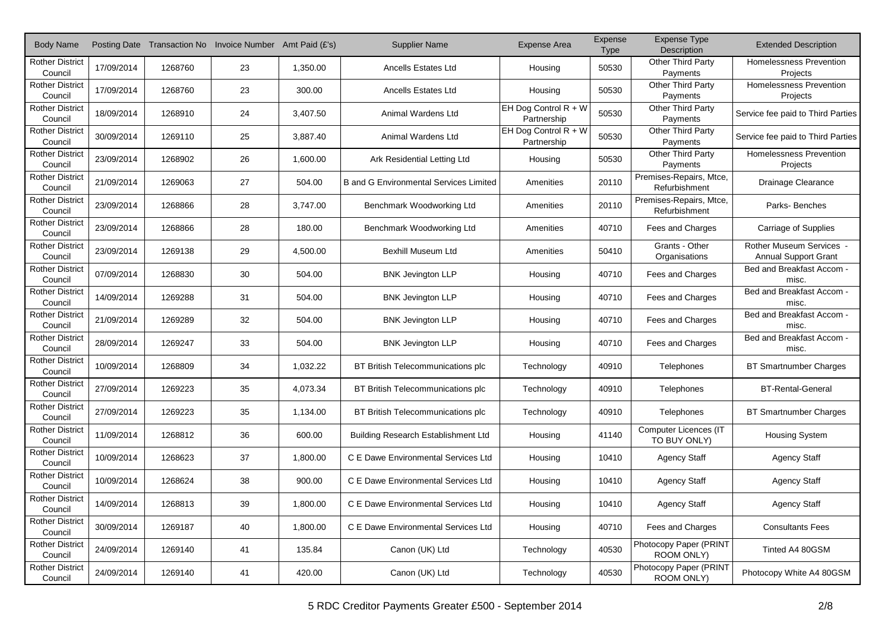| Body Name | Posting Date | Transaction No | Invoice Number | Amt Paid (£'s) | Supplier Name | Expense Area | Expense Type | Expense Type Description | Extended Description |
|---|---|---|---|---|---|---|---|---|---|
| Rother District Council | 17/09/2014 | 1268760 | 23 | 1,350.00 | Ancells Estates Ltd | Housing | 50530 | Other Third Party Payments | Homelessness Prevention Projects |
| Rother District Council | 17/09/2014 | 1268760 | 23 | 300.00 | Ancells Estates Ltd | Housing | 50530 | Other Third Party Payments | Homelessness Prevention Projects |
| Rother District Council | 18/09/2014 | 1268910 | 24 | 3,407.50 | Animal Wardens Ltd | EH Dog Control R + W Partnership | 50530 | Other Third Party Payments | Service fee paid to Third Parties |
| Rother District Council | 30/09/2014 | 1269110 | 25 | 3,887.40 | Animal Wardens Ltd | EH Dog Control R + W Partnership | 50530 | Other Third Party Payments | Service fee paid to Third Parties |
| Rother District Council | 23/09/2014 | 1268902 | 26 | 1,600.00 | Ark Residential Letting Ltd | Housing | 50530 | Other Third Party Payments | Homelessness Prevention Projects |
| Rother District Council | 21/09/2014 | 1269063 | 27 | 504.00 | B and G Environmental Services Limited | Amenities | 20110 | Premises-Repairs, Mtce, Refurbishment | Drainage Clearance |
| Rother District Council | 23/09/2014 | 1268866 | 28 | 3,747.00 | Benchmark Woodworking Ltd | Amenities | 20110 | Premises-Repairs, Mtce, Refurbishment | Parks- Benches |
| Rother District Council | 23/09/2014 | 1268866 | 28 | 180.00 | Benchmark Woodworking Ltd | Amenities | 40710 | Fees and Charges | Carriage of Supplies |
| Rother District Council | 23/09/2014 | 1269138 | 29 | 4,500.00 | Bexhill Museum Ltd | Amenities | 50410 | Grants - Other Organisations | Rother Museum Services - Annual Support Grant |
| Rother District Council | 07/09/2014 | 1268830 | 30 | 504.00 | BNK Jevington LLP | Housing | 40710 | Fees and Charges | Bed and Breakfast Accom - misc. |
| Rother District Council | 14/09/2014 | 1269288 | 31 | 504.00 | BNK Jevington LLP | Housing | 40710 | Fees and Charges | Bed and Breakfast Accom - misc. |
| Rother District Council | 21/09/2014 | 1269289 | 32 | 504.00 | BNK Jevington LLP | Housing | 40710 | Fees and Charges | Bed and Breakfast Accom - misc. |
| Rother District Council | 28/09/2014 | 1269247 | 33 | 504.00 | BNK Jevington LLP | Housing | 40710 | Fees and Charges | Bed and Breakfast Accom - misc. |
| Rother District Council | 10/09/2014 | 1268809 | 34 | 1,032.22 | BT British Telecommunications plc | Technology | 40910 | Telephones | BT Smartnumber Charges |
| Rother District Council | 27/09/2014 | 1269223 | 35 | 4,073.34 | BT British Telecommunications plc | Technology | 40910 | Telephones | BT-Rental-General |
| Rother District Council | 27/09/2014 | 1269223 | 35 | 1,134.00 | BT British Telecommunications plc | Technology | 40910 | Telephones | BT Smartnumber Charges |
| Rother District Council | 11/09/2014 | 1268812 | 36 | 600.00 | Building Research Establishment Ltd | Housing | 41140 | Computer Licences (IT TO BUY ONLY) | Housing System |
| Rother District Council | 10/09/2014 | 1268623 | 37 | 1,800.00 | C E Dawe Environmental Services Ltd | Housing | 10410 | Agency Staff | Agency Staff |
| Rother District Council | 10/09/2014 | 1268624 | 38 | 900.00 | C E Dawe Environmental Services Ltd | Housing | 10410 | Agency Staff | Agency Staff |
| Rother District Council | 14/09/2014 | 1268813 | 39 | 1,800.00 | C E Dawe Environmental Services Ltd | Housing | 10410 | Agency Staff | Agency Staff |
| Rother District Council | 30/09/2014 | 1269187 | 40 | 1,800.00 | C E Dawe Environmental Services Ltd | Housing | 40710 | Fees and Charges | Consultants Fees |
| Rother District Council | 24/09/2014 | 1269140 | 41 | 135.84 | Canon (UK) Ltd | Technology | 40530 | Photocopy Paper (PRINT ROOM ONLY) | Tinted A4 80GSM |
| Rother District Council | 24/09/2014 | 1269140 | 41 | 420.00 | Canon (UK) Ltd | Technology | 40530 | Photocopy Paper (PRINT ROOM ONLY) | Photocopy White A4 80GSM |

5 RDC Creditor Payments Greater £500 - September 2014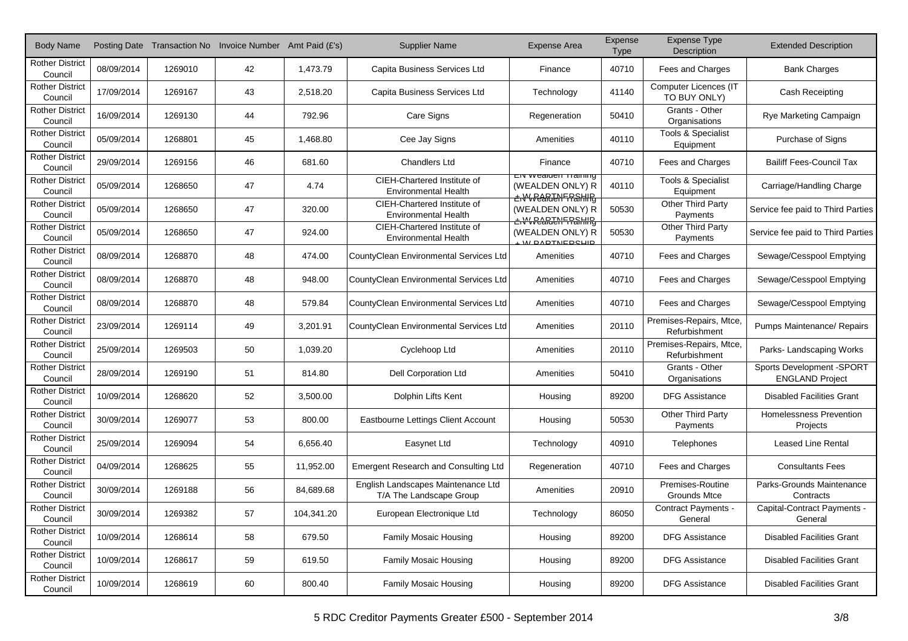| Body Name | Posting Date | Transaction No | Invoice Number | Amt Paid (£'s) | Supplier Name | Expense Area | Expense Type | Expense Type Description | Extended Description |
|---|---|---|---|---|---|---|---|---|---|
| Rother District Council | 08/09/2014 | 1269010 | 42 | 1,473.79 | Capita Business Services Ltd | Finance | 40710 | Fees and Charges | Bank Charges |
| Rother District Council | 17/09/2014 | 1269167 | 43 | 2,518.20 | Capita Business Services Ltd | Technology | 41140 | Computer Licences (IT TO BUY ONLY) | Cash Receipting |
| Rother District Council | 16/09/2014 | 1269130 | 44 | 792.96 | Care Signs | Regeneration | 50410 | Grants - Other Organisations | Rye Marketing Campaign |
| Rother District Council | 05/09/2014 | 1268801 | 45 | 1,468.80 | Cee Jay Signs | Amenities | 40110 | Tools & Specialist Equipment | Purchase of Signs |
| Rother District Council | 29/09/2014 | 1269156 | 46 | 681.60 | Chandlers Ltd | Finance | 40710 | Fees and Charges | Bailiff Fees-Council Tax |
| Rother District Council | 05/09/2014 | 1268650 | 47 | 4.74 | CIEH-Chartered Institute of Environmental Health | EN Wealden Training (WEALDEN ONLY) R & W PARTNERSHIP | 40110 | Tools & Specialist Equipment | Carriage/Handling Charge |
| Rother District Council | 05/09/2014 | 1268650 | 47 | 320.00 | CIEH-Chartered Institute of Environmental Health | EN Wealden Training (WEALDEN ONLY) R & W PARTNERSHIP | 50530 | Other Third Party Payments | Service fee paid to Third Parties |
| Rother District Council | 05/09/2014 | 1268650 | 47 | 924.00 | CIEH-Chartered Institute of Environmental Health | EN Wealden Training (WEALDEN ONLY) R & W PARTNERSHIP | 50530 | Other Third Party Payments | Service fee paid to Third Parties |
| Rother District Council | 08/09/2014 | 1268870 | 48 | 474.00 | CountyClean Environmental Services Ltd | Amenities | 40710 | Fees and Charges | Sewage/Cesspool Emptying |
| Rother District Council | 08/09/2014 | 1268870 | 48 | 948.00 | CountyClean Environmental Services Ltd | Amenities | 40710 | Fees and Charges | Sewage/Cesspool Emptying |
| Rother District Council | 08/09/2014 | 1268870 | 48 | 579.84 | CountyClean Environmental Services Ltd | Amenities | 40710 | Fees and Charges | Sewage/Cesspool Emptying |
| Rother District Council | 23/09/2014 | 1269114 | 49 | 3,201.91 | CountyClean Environmental Services Ltd | Amenities | 20110 | Premises-Repairs, Mtce, Refurbishment | Pumps Maintenance/ Repairs |
| Rother District Council | 25/09/2014 | 1269503 | 50 | 1,039.20 | Cyclehoop Ltd | Amenities | 20110 | Premises-Repairs, Mtce, Refurbishment | Parks- Landscaping Works |
| Rother District Council | 28/09/2014 | 1269190 | 51 | 814.80 | Dell Corporation Ltd | Amenities | 50410 | Grants - Other Organisations | Sports Development -SPORT ENGLAND Project |
| Rother District Council | 10/09/2014 | 1268620 | 52 | 3,500.00 | Dolphin Lifts Kent | Housing | 89200 | DFG Assistance | Disabled Facilities Grant |
| Rother District Council | 30/09/2014 | 1269077 | 53 | 800.00 | Eastbourne Lettings Client Account | Housing | 50530 | Other Third Party Payments | Homelessness Prevention Projects |
| Rother District Council | 25/09/2014 | 1269094 | 54 | 6,656.40 | Easynet Ltd | Technology | 40910 | Telephones | Leased Line Rental |
| Rother District Council | 04/09/2014 | 1268625 | 55 | 11,952.00 | Emergent Research and Consulting Ltd | Regeneration | 40710 | Fees and Charges | Consultants Fees |
| Rother District Council | 30/09/2014 | 1269188 | 56 | 84,689.68 | English Landscapes Maintenance Ltd T/A The Landscape Group | Amenities | 20910 | Premises-Routine Grounds Mtce | Parks-Grounds Maintenance Contracts |
| Rother District Council | 30/09/2014 | 1269382 | 57 | 104,341.20 | European Electronique Ltd | Technology | 86050 | Contract Payments - General | Capital-Contract Payments - General |
| Rother District Council | 10/09/2014 | 1268614 | 58 | 679.50 | Family Mosaic Housing | Housing | 89200 | DFG Assistance | Disabled Facilities Grant |
| Rother District Council | 10/09/2014 | 1268617 | 59 | 619.50 | Family Mosaic Housing | Housing | 89200 | DFG Assistance | Disabled Facilities Grant |
| Rother District Council | 10/09/2014 | 1268619 | 60 | 800.40 | Family Mosaic Housing | Housing | 89200 | DFG Assistance | Disabled Facilities Grant |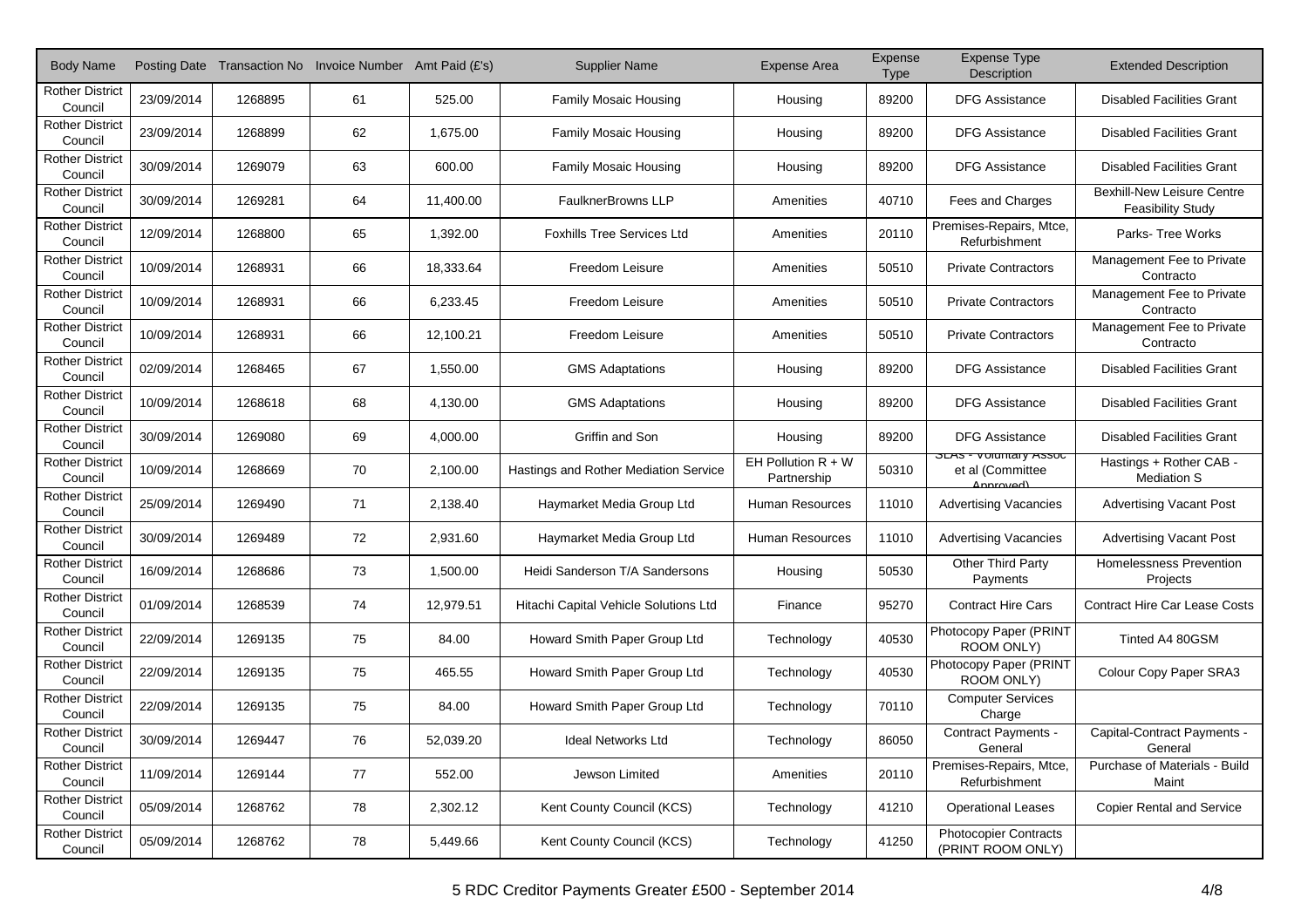| Body Name | Posting Date | Transaction No | Invoice Number | Amt Paid (£'s) | Supplier Name | Expense Area | Expense Type | Expense Type Description | Extended Description |
|---|---|---|---|---|---|---|---|---|---|
| Rother District Council | 23/09/2014 | 1268895 | 61 | 525.00 | Family Mosaic Housing | Housing | 89200 | DFG Assistance | Disabled Facilities Grant |
| Rother District Council | 23/09/2014 | 1268899 | 62 | 1,675.00 | Family Mosaic Housing | Housing | 89200 | DFG Assistance | Disabled Facilities Grant |
| Rother District Council | 30/09/2014 | 1269079 | 63 | 600.00 | Family Mosaic Housing | Housing | 89200 | DFG Assistance | Disabled Facilities Grant |
| Rother District Council | 30/09/2014 | 1269281 | 64 | 11,400.00 | FaulknerBrowns LLP | Amenities | 40710 | Fees and Charges | Bexhill-New Leisure Centre Feasibility Study |
| Rother District Council | 12/09/2014 | 1268800 | 65 | 1,392.00 | Foxhills Tree Services Ltd | Amenities | 20110 | Premises-Repairs, Mtce, Refurbishment | Parks- Tree Works |
| Rother District Council | 10/09/2014 | 1268931 | 66 | 18,333.64 | Freedom Leisure | Amenities | 50510 | Private Contractors | Management Fee to Private Contracto |
| Rother District Council | 10/09/2014 | 1268931 | 66 | 6,233.45 | Freedom Leisure | Amenities | 50510 | Private Contractors | Management Fee to Private Contracto |
| Rother District Council | 10/09/2014 | 1268931 | 66 | 12,100.21 | Freedom Leisure | Amenities | 50510 | Private Contractors | Management Fee to Private Contracto |
| Rother District Council | 02/09/2014 | 1268465 | 67 | 1,550.00 | GMS Adaptations | Housing | 89200 | DFG Assistance | Disabled Facilities Grant |
| Rother District Council | 10/09/2014 | 1268618 | 68 | 4,130.00 | GMS Adaptations | Housing | 89200 | DFG Assistance | Disabled Facilities Grant |
| Rother District Council | 30/09/2014 | 1269080 | 69 | 4,000.00 | Griffin and Son | Housing | 89200 | DFG Assistance | Disabled Facilities Grant |
| Rother District Council | 10/09/2014 | 1268669 | 70 | 2,100.00 | Hastings and Rother Mediation Service | EH Pollution R + W Partnership | 50310 | SLAs - Voluntary Assoc et al (Committee Approved) | Hastings + Rother CAB - Mediation S |
| Rother District Council | 25/09/2014 | 1269490 | 71 | 2,138.40 | Haymarket Media Group Ltd | Human Resources | 11010 | Advertising Vacancies | Advertising Vacant Post |
| Rother District Council | 30/09/2014 | 1269489 | 72 | 2,931.60 | Haymarket Media Group Ltd | Human Resources | 11010 | Advertising Vacancies | Advertising Vacant Post |
| Rother District Council | 16/09/2014 | 1268686 | 73 | 1,500.00 | Heidi Sanderson T/A Sandersons | Housing | 50530 | Other Third Party Payments | Homelessness Prevention Projects |
| Rother District Council | 01/09/2014 | 1268539 | 74 | 12,979.51 | Hitachi Capital Vehicle Solutions Ltd | Finance | 95270 | Contract Hire Cars | Contract Hire Car Lease Costs |
| Rother District Council | 22/09/2014 | 1269135 | 75 | 84.00 | Howard Smith Paper Group Ltd | Technology | 40530 | Photocopy Paper (PRINT ROOM ONLY) | Tinted A4 80GSM |
| Rother District Council | 22/09/2014 | 1269135 | 75 | 465.55 | Howard Smith Paper Group Ltd | Technology | 40530 | Photocopy Paper (PRINT ROOM ONLY) | Colour Copy Paper SRA3 |
| Rother District Council | 22/09/2014 | 1269135 | 75 | 84.00 | Howard Smith Paper Group Ltd | Technology | 70110 | Computer Services Charge | |
| Rother District Council | 30/09/2014 | 1269447 | 76 | 52,039.20 | Ideal Networks Ltd | Technology | 86050 | Contract Payments - General | Capital-Contract Payments - General |
| Rother District Council | 11/09/2014 | 1269144 | 77 | 552.00 | Jewson Limited | Amenities | 20110 | Premises-Repairs, Mtce, Refurbishment | Purchase of Materials - Build Maint |
| Rother District Council | 05/09/2014 | 1268762 | 78 | 2,302.12 | Kent County Council (KCS) | Technology | 41210 | Operational Leases | Copier Rental and Service |
| Rother District Council | 05/09/2014 | 1268762 | 78 | 5,449.66 | Kent County Council (KCS) | Technology | 41250 | Photocopier Contracts (PRINT ROOM ONLY) | |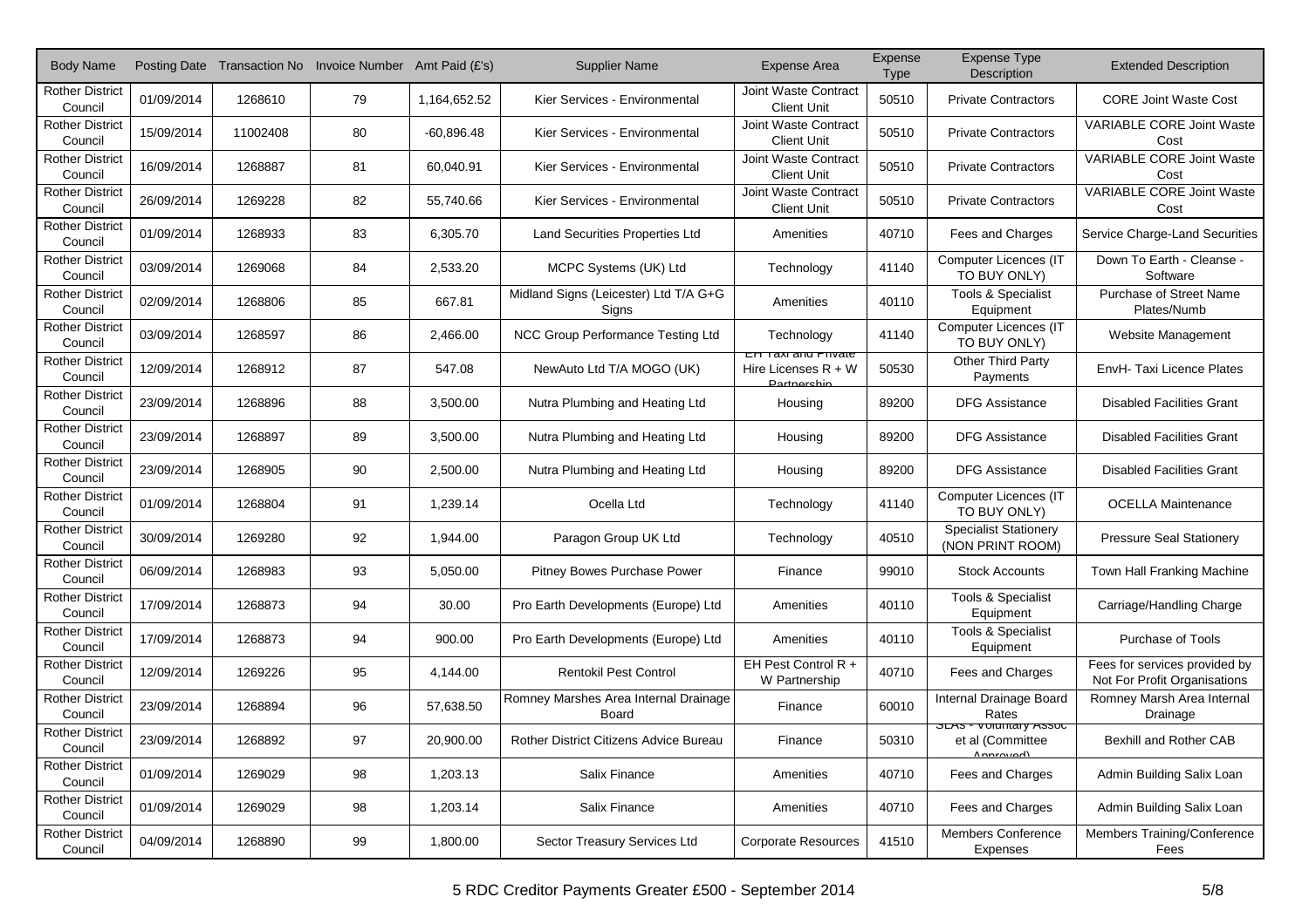| Body Name | Posting Date | Transaction No | Invoice Number | Amt Paid (£'s) | Supplier Name | Expense Area | Expense Type | Expense Type Description | Extended Description |
|---|---|---|---|---|---|---|---|---|---|
| Rother District Council | 01/09/2014 | 1268610 | 79 | 1,164,652.52 | Kier Services - Environmental | Joint Waste Contract Client Unit | 50510 | Private Contractors | CORE Joint Waste Cost |
| Rother District Council | 15/09/2014 | 11002408 | 80 | -60,896.48 | Kier Services - Environmental | Joint Waste Contract Client Unit | 50510 | Private Contractors | VARIABLE CORE Joint Waste Cost |
| Rother District Council | 16/09/2014 | 1268887 | 81 | 60,040.91 | Kier Services - Environmental | Joint Waste Contract Client Unit | 50510 | Private Contractors | VARIABLE CORE Joint Waste Cost |
| Rother District Council | 26/09/2014 | 1269228 | 82 | 55,740.66 | Kier Services - Environmental | Joint Waste Contract Client Unit | 50510 | Private Contractors | VARIABLE CORE Joint Waste Cost |
| Rother District Council | 01/09/2014 | 1268933 | 83 | 6,305.70 | Land Securities Properties Ltd | Amenities | 40710 | Fees and Charges | Service Charge-Land Securities |
| Rother District Council | 03/09/2014 | 1269068 | 84 | 2,533.20 | MCPC Systems (UK) Ltd | Technology | 41140 | Computer Licences (IT TO BUY ONLY) | Down To Earth - Cleanse - Software |
| Rother District Council | 02/09/2014 | 1268806 | 85 | 667.81 | Midland Signs (Leicester) Ltd T/A G+G Signs | Amenities | 40110 | Tools & Specialist Equipment | Purchase of Street Name Plates/Numb |
| Rother District Council | 03/09/2014 | 1268597 | 86 | 2,466.00 | NCC Group Performance Testing Ltd | Technology | 41140 | Computer Licences (IT TO BUY ONLY) | Website Management |
| Rother District Council | 12/09/2014 | 1268912 | 87 | 547.08 | NewAuto Ltd T/A MOGO (UK) | EH Taxi and Private Hire Licenses R + W Partnership | 50530 | Other Third Party Payments | EnvH- Taxi Licence Plates |
| Rother District Council | 23/09/2014 | 1268896 | 88 | 3,500.00 | Nutra Plumbing and Heating Ltd | Housing | 89200 | DFG Assistance | Disabled Facilities Grant |
| Rother District Council | 23/09/2014 | 1268897 | 89 | 3,500.00 | Nutra Plumbing and Heating Ltd | Housing | 89200 | DFG Assistance | Disabled Facilities Grant |
| Rother District Council | 23/09/2014 | 1268905 | 90 | 2,500.00 | Nutra Plumbing and Heating Ltd | Housing | 89200 | DFG Assistance | Disabled Facilities Grant |
| Rother District Council | 01/09/2014 | 1268804 | 91 | 1,239.14 | Ocella Ltd | Technology | 41140 | Computer Licences (IT TO BUY ONLY) | OCELLA Maintenance |
| Rother District Council | 30/09/2014 | 1269280 | 92 | 1,944.00 | Paragon Group UK Ltd | Technology | 40510 | Specialist Stationery (NON PRINT ROOM) | Pressure Seal Stationery |
| Rother District Council | 06/09/2014 | 1268983 | 93 | 5,050.00 | Pitney Bowes Purchase Power | Finance | 99010 | Stock Accounts | Town Hall Franking Machine |
| Rother District Council | 17/09/2014 | 1268873 | 94 | 30.00 | Pro Earth Developments (Europe) Ltd | Amenities | 40110 | Tools & Specialist Equipment | Carriage/Handling Charge |
| Rother District Council | 17/09/2014 | 1268873 | 94 | 900.00 | Pro Earth Developments (Europe) Ltd | Amenities | 40110 | Tools & Specialist Equipment | Purchase of Tools |
| Rother District Council | 12/09/2014 | 1269226 | 95 | 4,144.00 | Rentokil Pest Control | EH Pest Control R + W Partnership | 40710 | Fees and Charges | Fees for services provided by Not For Profit Organisations |
| Rother District Council | 23/09/2014 | 1268894 | 96 | 57,638.50 | Romney Marshes Area Internal Drainage Board | Finance | 60010 | Internal Drainage Board Rates | Romney Marsh Area Internal Drainage |
| Rother District Council | 23/09/2014 | 1268892 | 97 | 20,900.00 | Rother District Citizens Advice Bureau | Finance | 50310 | SLAs - Voluntary Assoc et al (Committee Approved) | Bexhill and Rother CAB |
| Rother District Council | 01/09/2014 | 1269029 | 98 | 1,203.13 | Salix Finance | Amenities | 40710 | Fees and Charges | Admin Building Salix Loan |
| Rother District Council | 01/09/2014 | 1269029 | 98 | 1,203.14 | Salix Finance | Amenities | 40710 | Fees and Charges | Admin Building Salix Loan |
| Rother District Council | 04/09/2014 | 1268890 | 99 | 1,800.00 | Sector Treasury Services Ltd | Corporate Resources | 41510 | Members Conference Expenses | Members Training/Conference Fees |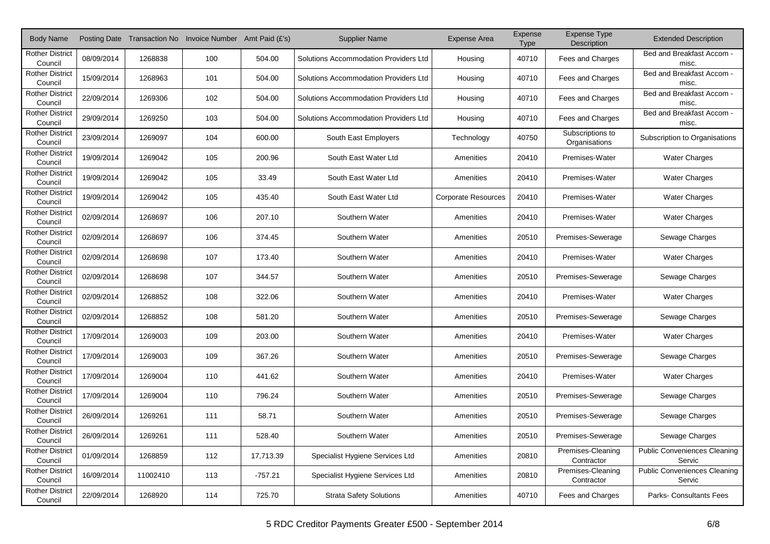| Body Name | Posting Date | Transaction No | Invoice Number | Amt Paid (£'s) | Supplier Name | Expense Area | Expense Type | Expense Type Description | Extended Description |
|---|---|---|---|---|---|---|---|---|---|
| Rother District Council | 08/09/2014 | 1268838 | 100 | 504.00 | Solutions Accommodation Providers Ltd | Housing | 40710 | Fees and Charges | Bed and Breakfast Accom - misc. |
| Rother District Council | 15/09/2014 | 1268963 | 101 | 504.00 | Solutions Accommodation Providers Ltd | Housing | 40710 | Fees and Charges | Bed and Breakfast Accom - misc. |
| Rother District Council | 22/09/2014 | 1269306 | 102 | 504.00 | Solutions Accommodation Providers Ltd | Housing | 40710 | Fees and Charges | Bed and Breakfast Accom - misc. |
| Rother District Council | 29/09/2014 | 1269250 | 103 | 504.00 | Solutions Accommodation Providers Ltd | Housing | 40710 | Fees and Charges | Bed and Breakfast Accom - misc. |
| Rother District Council | 23/09/2014 | 1269097 | 104 | 600.00 | South East Employers | Technology | 40750 | Subscriptions to Organisations | Subscription to Organisations |
| Rother District Council | 19/09/2014 | 1269042 | 105 | 200.96 | South East Water Ltd | Amenities | 20410 | Premises-Water | Water Charges |
| Rother District Council | 19/09/2014 | 1269042 | 105 | 33.49 | South East Water Ltd | Amenities | 20410 | Premises-Water | Water Charges |
| Rother District Council | 19/09/2014 | 1269042 | 105 | 435.40 | South East Water Ltd | Corporate Resources | 20410 | Premises-Water | Water Charges |
| Rother District Council | 02/09/2014 | 1268697 | 106 | 207.10 | Southern Water | Amenities | 20410 | Premises-Water | Water Charges |
| Rother District Council | 02/09/2014 | 1268697 | 106 | 374.45 | Southern Water | Amenities | 20510 | Premises-Sewerage | Sewage Charges |
| Rother District Council | 02/09/2014 | 1268698 | 107 | 173.40 | Southern Water | Amenities | 20410 | Premises-Water | Water Charges |
| Rother District Council | 02/09/2014 | 1268698 | 107 | 344.57 | Southern Water | Amenities | 20510 | Premises-Sewerage | Sewage Charges |
| Rother District Council | 02/09/2014 | 1268852 | 108 | 322.06 | Southern Water | Amenities | 20410 | Premises-Water | Water Charges |
| Rother District Council | 02/09/2014 | 1268852 | 108 | 581.20 | Southern Water | Amenities | 20510 | Premises-Sewerage | Sewage Charges |
| Rother District Council | 17/09/2014 | 1269003 | 109 | 203.00 | Southern Water | Amenities | 20410 | Premises-Water | Water Charges |
| Rother District Council | 17/09/2014 | 1269003 | 109 | 367.26 | Southern Water | Amenities | 20510 | Premises-Sewerage | Sewage Charges |
| Rother District Council | 17/09/2014 | 1269004 | 110 | 441.62 | Southern Water | Amenities | 20410 | Premises-Water | Water Charges |
| Rother District Council | 17/09/2014 | 1269004 | 110 | 796.24 | Southern Water | Amenities | 20510 | Premises-Sewerage | Sewage Charges |
| Rother District Council | 26/09/2014 | 1269261 | 111 | 58.71 | Southern Water | Amenities | 20510 | Premises-Sewerage | Sewage Charges |
| Rother District Council | 26/09/2014 | 1269261 | 111 | 528.40 | Southern Water | Amenities | 20510 | Premises-Sewerage | Sewage Charges |
| Rother District Council | 01/09/2014 | 1268859 | 112 | 17,713.39 | Specialist Hygiene Services Ltd | Amenities | 20810 | Premises-Cleaning Contractor | Public Conveniences Cleaning Servic |
| Rother District Council | 16/09/2014 | 11002410 | 113 | -757.21 | Specialist Hygiene Services Ltd | Amenities | 20810 | Premises-Cleaning Contractor | Public Conveniences Cleaning Servic |
| Rother District Council | 22/09/2014 | 1268920 | 114 | 725.70 | Strata Safety Solutions | Amenities | 40710 | Fees and Charges | Parks- Consultants Fees |

5 RDC Creditor Payments Greater £500 - September 2014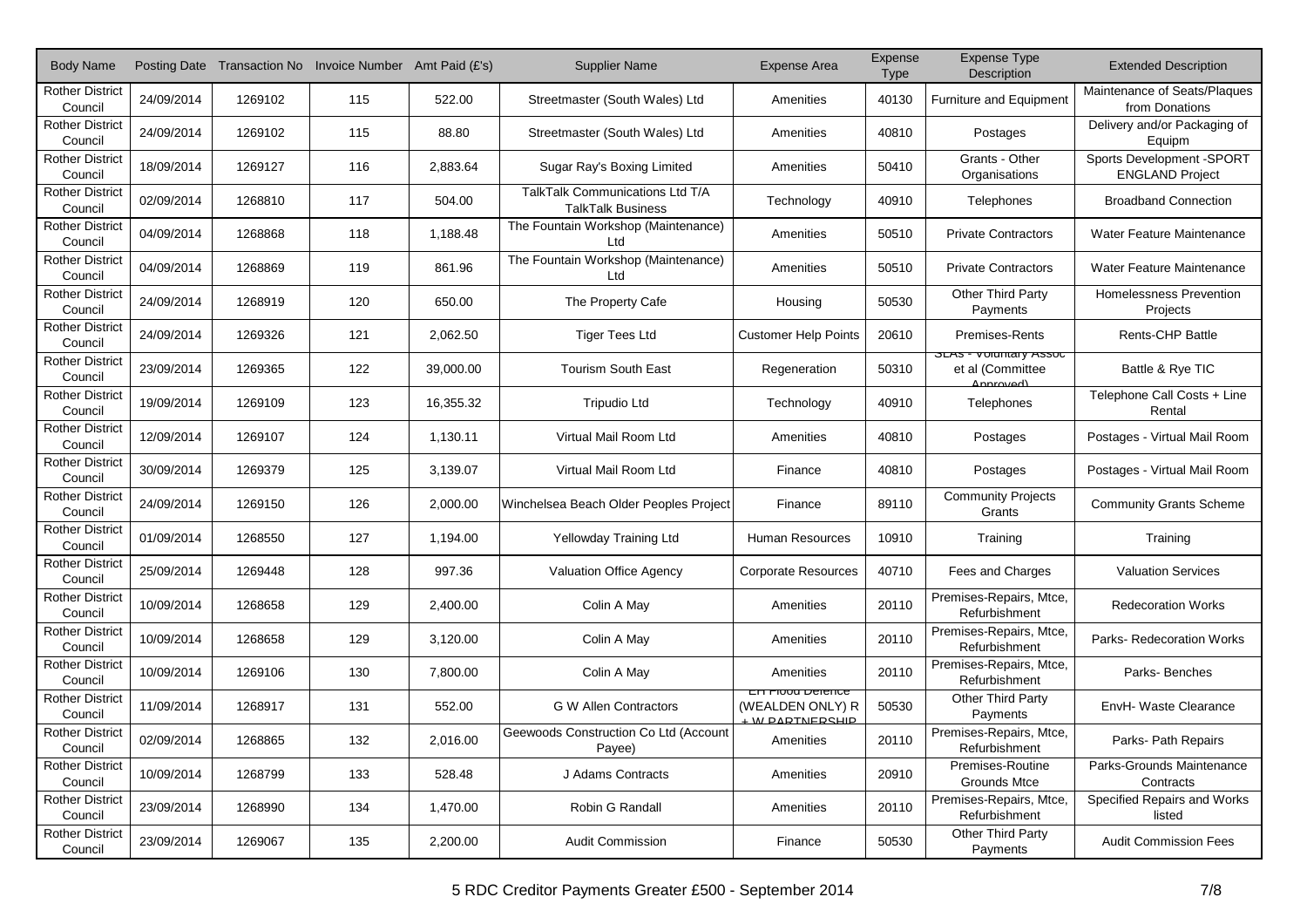| Body Name | Posting Date | Transaction No | Invoice Number | Amt Paid (£'s) | Supplier Name | Expense Area | Expense Type | Expense Type Description | Extended Description |
|---|---|---|---|---|---|---|---|---|---|
| Rother District Council | 24/09/2014 | 1269102 | 115 | 522.00 | Streetmaster (South Wales) Ltd | Amenities | 40130 | Furniture and Equipment | Maintenance of Seats/Plaques from Donations |
| Rother District Council | 24/09/2014 | 1269102 | 115 | 88.80 | Streetmaster (South Wales) Ltd | Amenities | 40810 | Postages | Delivery and/or Packaging of Equipm |
| Rother District Council | 18/09/2014 | 1269127 | 116 | 2,883.64 | Sugar Ray's Boxing Limited | Amenities | 50410 | Grants - Other Organisations | Sports Development -SPORT ENGLAND Project |
| Rother District Council | 02/09/2014 | 1268810 | 117 | 504.00 | TalkTalk Communications Ltd T/A TalkTalk Business | Technology | 40910 | Telephones | Broadband Connection |
| Rother District Council | 04/09/2014 | 1268868 | 118 | 1,188.48 | The Fountain Workshop (Maintenance) Ltd | Amenities | 50510 | Private Contractors | Water Feature Maintenance |
| Rother District Council | 04/09/2014 | 1268869 | 119 | 861.96 | The Fountain Workshop (Maintenance) Ltd | Amenities | 50510 | Private Contractors | Water Feature Maintenance |
| Rother District Council | 24/09/2014 | 1268919 | 120 | 650.00 | The Property Cafe | Housing | 50530 | Other Third Party Payments | Homelessness Prevention Projects |
| Rother District Council | 24/09/2014 | 1269326 | 121 | 2,062.50 | Tiger Tees Ltd | Customer Help Points | 20610 | Premises-Rents | Rents-CHP Battle |
| Rother District Council | 23/09/2014 | 1269365 | 122 | 39,000.00 | Tourism South East | Regeneration | 50310 | SLAs - Voluntary Assoc et al (Committee Approved) | Battle & Rye TIC |
| Rother District Council | 19/09/2014 | 1269109 | 123 | 16,355.32 | Tripudio Ltd | Technology | 40910 | Telephones | Telephone Call Costs + Line Rental |
| Rother District Council | 12/09/2014 | 1269107 | 124 | 1,130.11 | Virtual Mail Room Ltd | Amenities | 40810 | Postages | Postages - Virtual Mail Room |
| Rother District Council | 30/09/2014 | 1269379 | 125 | 3,139.07 | Virtual Mail Room Ltd | Finance | 40810 | Postages | Postages - Virtual Mail Room |
| Rother District Council | 24/09/2014 | 1269150 | 126 | 2,000.00 | Winchelsea Beach Older Peoples Project | Finance | 89110 | Community Projects Grants | Community Grants Scheme |
| Rother District Council | 01/09/2014 | 1268550 | 127 | 1,194.00 | Yellowday Training Ltd | Human Resources | 10910 | Training | Training |
| Rother District Council | 25/09/2014 | 1269448 | 128 | 997.36 | Valuation Office Agency | Corporate Resources | 40710 | Fees and Charges | Valuation Services |
| Rother District Council | 10/09/2014 | 1268658 | 129 | 2,400.00 | Colin A May | Amenities | 20110 | Premises-Repairs, Mtce, Refurbishment | Redecoration Works |
| Rother District Council | 10/09/2014 | 1268658 | 129 | 3,120.00 | Colin A May | Amenities | 20110 | Premises-Repairs, Mtce, Refurbishment | Parks- Redecoration Works |
| Rother District Council | 10/09/2014 | 1269106 | 130 | 7,800.00 | Colin A May | Amenities | 20110 | Premises-Repairs, Mtce, Refurbishment | Parks- Benches |
| Rother District Council | 11/09/2014 | 1268917 | 131 | 552.00 | G W Allen Contractors | EH Flood Defence (WEALDEN ONLY) R + W PARTNERSHIP | 50530 | Other Third Party Payments | EnvH- Waste Clearance |
| Rother District Council | 02/09/2014 | 1268865 | 132 | 2,016.00 | Geewoods Construction Co Ltd (Account Payee) | Amenities | 20110 | Premises-Repairs, Mtce, Refurbishment | Parks- Path Repairs |
| Rother District Council | 10/09/2014 | 1268799 | 133 | 528.48 | J Adams Contracts | Amenities | 20910 | Premises-Routine Grounds Mtce | Parks-Grounds Maintenance Contracts |
| Rother District Council | 23/09/2014 | 1268990 | 134 | 1,470.00 | Robin G Randall | Amenities | 20110 | Premises-Repairs, Mtce, Refurbishment | Specified Repairs and Works listed |
| Rother District Council | 23/09/2014 | 1269067 | 135 | 2,200.00 | Audit Commission | Finance | 50530 | Other Third Party Payments | Audit Commission Fees |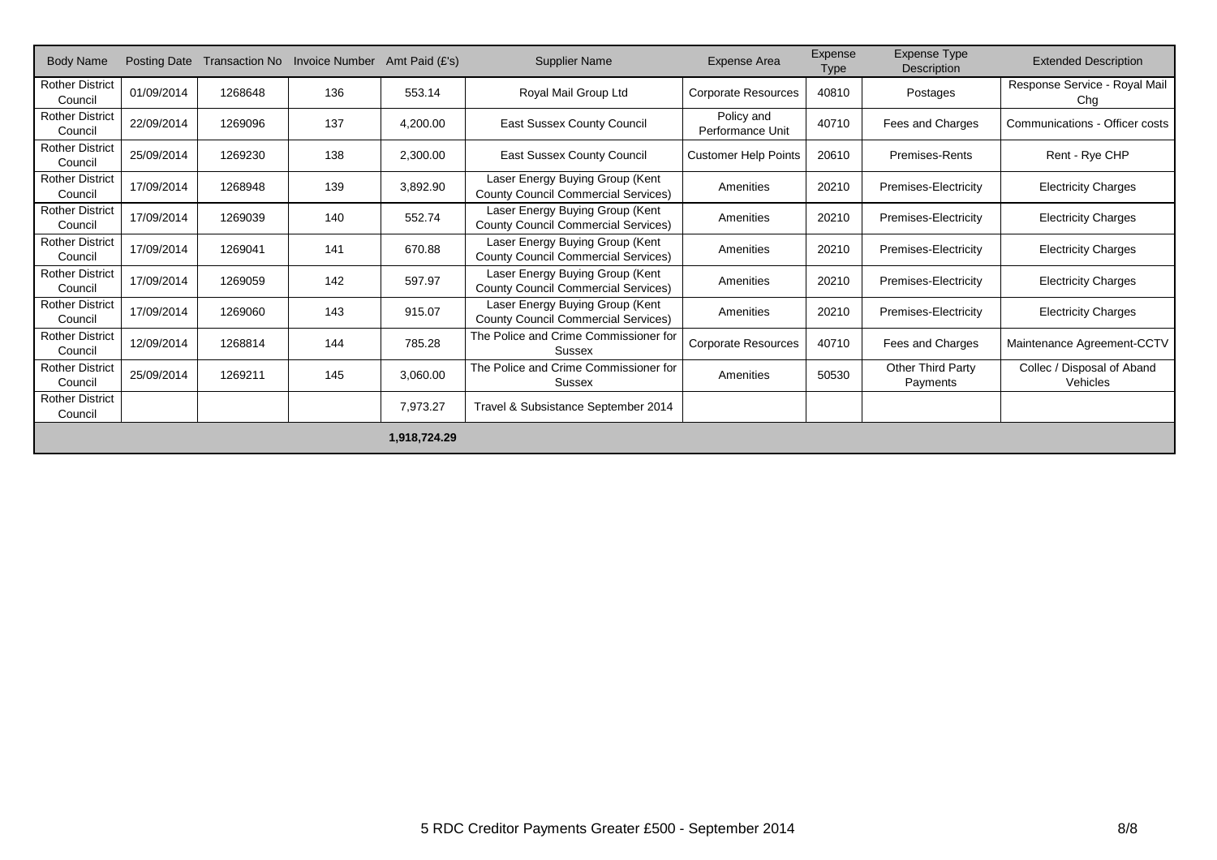| Body Name | Posting Date | Transaction No | Invoice Number | Amt Paid (£'s) | Supplier Name | Expense Area | Expense Type | Expense Type Description | Extended Description |
|---|---|---|---|---|---|---|---|---|---|
| Rother District Council | 01/09/2014 | 1268648 | 136 | 553.14 | Royal Mail Group Ltd | Corporate Resources | 40810 | Postages | Response Service - Royal Mail Chg |
| Rother District Council | 22/09/2014 | 1269096 | 137 | 4,200.00 | East Sussex County Council | Policy and Performance Unit | 40710 | Fees and Charges | Communications - Officer costs |
| Rother District Council | 25/09/2014 | 1269230 | 138 | 2,300.00 | East Sussex County Council | Customer Help Points | 20610 | Premises-Rents | Rent - Rye CHP |
| Rother District Council | 17/09/2014 | 1268948 | 139 | 3,892.90 | Laser Energy Buying Group (Kent County Council Commercial Services) | Amenities | 20210 | Premises-Electricity | Electricity Charges |
| Rother District Council | 17/09/2014 | 1269039 | 140 | 552.74 | Laser Energy Buying Group (Kent County Council Commercial Services) | Amenities | 20210 | Premises-Electricity | Electricity Charges |
| Rother District Council | 17/09/2014 | 1269041 | 141 | 670.88 | Laser Energy Buying Group (Kent County Council Commercial Services) | Amenities | 20210 | Premises-Electricity | Electricity Charges |
| Rother District Council | 17/09/2014 | 1269059 | 142 | 597.97 | Laser Energy Buying Group (Kent County Council Commercial Services) | Amenities | 20210 | Premises-Electricity | Electricity Charges |
| Rother District Council | 17/09/2014 | 1269060 | 143 | 915.07 | Laser Energy Buying Group (Kent County Council Commercial Services) | Amenities | 20210 | Premises-Electricity | Electricity Charges |
| Rother District Council | 12/09/2014 | 1268814 | 144 | 785.28 | The Police and Crime Commissioner for Sussex | Corporate Resources | 40710 | Fees and Charges | Maintenance Agreement-CCTV |
| Rother District Council | 25/09/2014 | 1269211 | 145 | 3,060.00 | The Police and Crime Commissioner for Sussex | Amenities | 50530 | Other Third Party Payments | Collec / Disposal of Aband Vehicles |
| Rother District Council | | | | 7,973.27 | Travel & Subsistance September 2014 | | | | |
| | | | | **1,918,724.29** | | | | | |